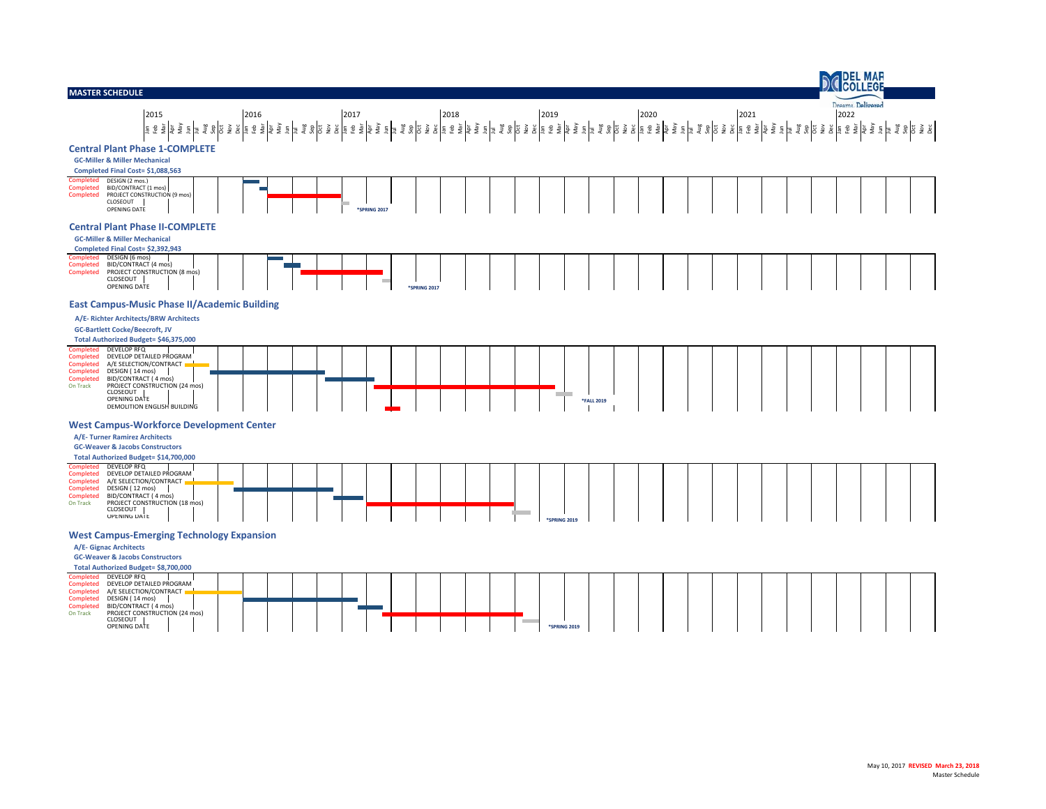**DEL MAR COLLEGE**
*Dreams. Delivered*

## MASTER SCHEDULE

2015 | 2016 | 2017 | 2018 | 2019 | 2020 | 2021 | 2022
(Jan Feb Mar Apr May Jun Jul Aug Sep Oct Nov Dec)

### Central Plant Phase 1-COMPLETE

**GC-Miller & Miller Mechanical**

**Completed Final Cost= $1,088,563**

| Status | Task |
|---|---|
| Completed | DESIGN (2 mos.) |
| Completed | BID/CONTRACT (1 mos) |
| Completed | PROJECT CONSTRUCTION (9 mos) |
| | CLOSEOUT |
| | OPENING DATE |

*SPRING 2017

### Central Plant Phase II-COMPLETE

**GC-Miller & Miller Mechanical**

**Completed Final Cost= $2,392,943**

| Status | Task |
|---|---|
| Completed | DESIGN (6 mos) |
| Completed | BID/CONTRACT (4 mos) |
| Completed | PROJECT CONSTRUCTION (8 mos) |
| | CLOSEOUT |
| | OPENING DATE |

*SPRING 2017

### East Campus-Music Phase II/Academic Building

**A/E- Richter Architects/BRW Architects**

**GC-Bartlett Cocke/Beecroft, JV**

**Total Authorized Budget= $46,375,000**

| Status | Task |
|---|---|
| Completed | DEVELOP RFQ |
| Completed | DEVELOP DETAILED PROGRAM |
| Completed | A/E SELECTION/CONTRACT |
| Completed | DESIGN ( 14 mos) |
| Completed | BID/CONTRACT ( 4 mos) |
| On Track | PROJECT CONSTRUCTION (24 mos) |
| | CLOSEOUT |
| | OPENING DATE |
| | DEMOLITION ENGLISH BUILDING |

*FALL 2019

### West Campus-Workforce Development Center

**A/E- Turner Ramirez Architects**

**GC-Weaver & Jacobs Constructors**

**Total Authorized Budget= $14,700,000**

| Status | Task |
|---|---|
| Completed | DEVELOP RFQ |
| Completed | DEVELOP DETAILED PROGRAM |
| Completed | A/E SELECTION/CONTRACT |
| Completed | DESIGN ( 12 mos) |
| Completed | BID/CONTRACT ( 4 mos) |
| On Track | PROJECT CONSTRUCTION (18 mos) |
| | CLOSEOUT |
| | OPENING DATE |

*SPRING 2019

### West Campus-Emerging Technology Expansion

**A/E- Gignac Architects**

**GC-Weaver & Jacobs Constructors**

**Total Authorized Budget= $8,700,000**

| Status | Task |
|---|---|
| Completed | DEVELOP RFQ |
| Completed | DEVELOP DETAILED PROGRAM |
| Completed | A/E SELECTION/CONTRACT |
| Completed | DESIGN ( 14 mos) |
| Completed | BID/CONTRACT ( 4 mos) |
| On Track | PROJECT CONSTRUCTION (24 mos) |
| | CLOSEOUT |
| | OPENING DATE |

*SPRING 2019

May 10, 2017 **REVISED March 23, 2018**
Master Schedule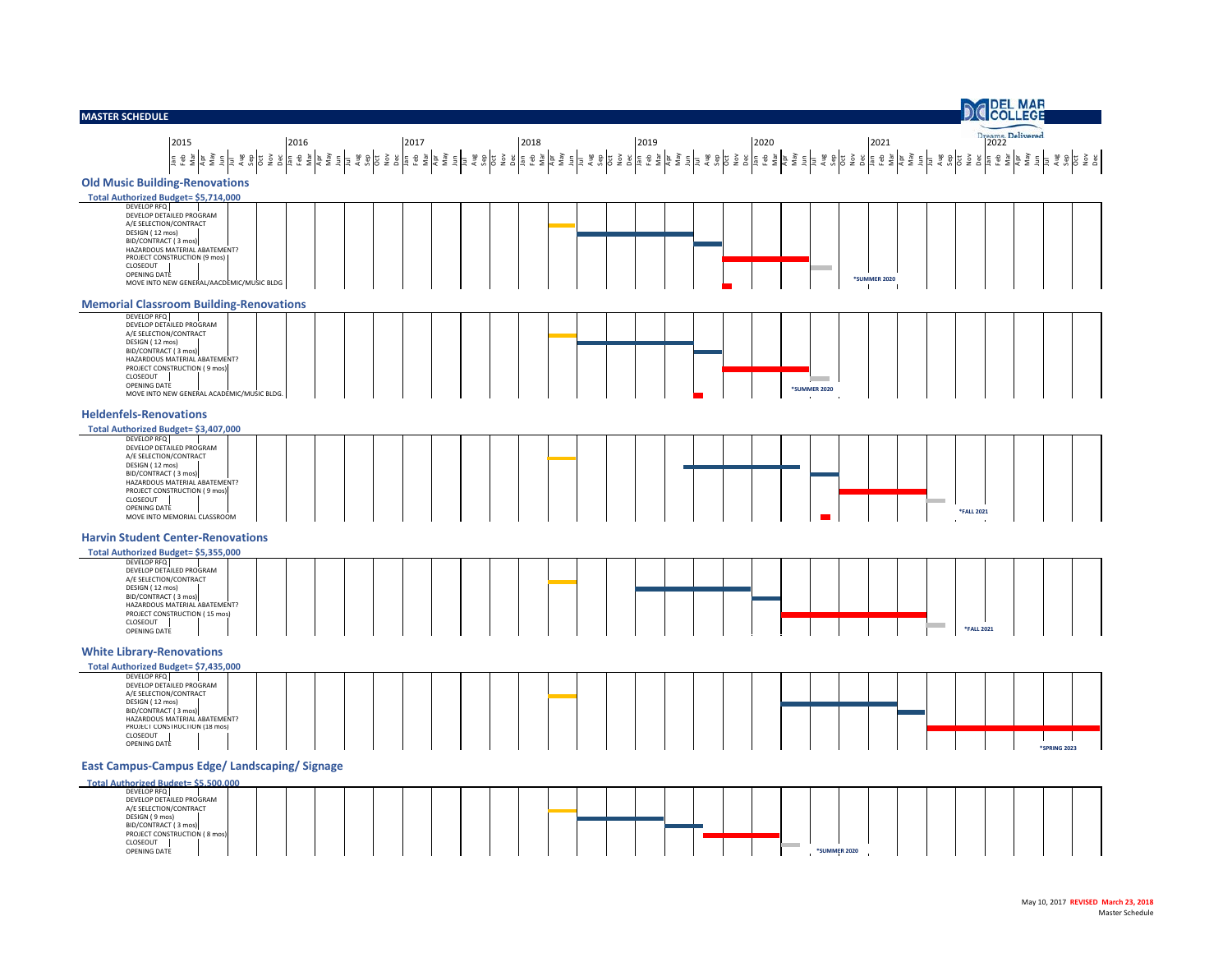## MASTER SCHEDULE

DEL MAR COLLEGE
Dreams. Delivered

2015 2016 2017 2018 2019 2020 2021 2022

Jan Feb Mar Apr May Jun Jul Aug Sep Oct Nov Dec

### Old Music Building-Renovations

**Total Authorized Budget= $5,714,000**

DEVELOP RFQ
DEVELOP DETAILED PROGRAM
A/E SELECTION/CONTRACT
DESIGN ( 12 mos)
BID/CONTRACT ( 3 mos)
HAZARDOUS MATERIAL ABATEMENT?
PROJECT CONSTRUCTION (9 mos)
CLOSEOUT
OPENING DATE
MOVE INTO NEW GENERAL/AACDEMIC/MUSIC BLDG

*SUMMER 2020

### Memorial Classroom Building-Renovations

DEVELOP RFQ
DEVELOP DETAILED PROGRAM
A/E SELECTION/CONTRACT
DESIGN ( 12 mos)
BID/CONTRACT ( 3 mos)
HAZARDOUS MATERIAL ABATEMENT?
PROJECT CONSTRUCTION ( 9 mos)
CLOSEOUT
OPENING DATE
MOVE INTO NEW GENERAL ACADEMIC/MUSIC BLDG.

*SUMMER 2020

### Heldenfels-Renovations

**Total Authorized Budget= $3,407,000**

DEVELOP RFQ
DEVELOP DETAILED PROGRAM
A/E SELECTION/CONTRACT
DESIGN ( 12 mos)
BID/CONTRACT ( 3 mos)
HAZARDOUS MATERIAL ABATEMENT?
PROJECT CONSTRUCTION ( 9 mos)
CLOSEOUT
OPENING DATE
MOVE INTO MEMORIAL CLASSROOM

*FALL 2021

### Harvin Student Center-Renovations

**Total Authorized Budget= $5,355,000**

DEVELOP RFQ
DEVELOP DETAILED PROGRAM
A/E SELECTION/CONTRACT
DESIGN ( 12 mos)
BID/CONTRACT ( 3 mos)
HAZARDOUS MATERIAL ABATEMENT?
PROJECT CONSTRUCTION ( 15 mos)
CLOSEOUT
OPENING DATE

*FALL 2021

### White Library-Renovations

**Total Authorized Budget= $7,435,000**

DEVELOP RFQ
DEVELOP DETAILED PROGRAM
A/E SELECTION/CONTRACT
DESIGN ( 12 mos)
BID/CONTRACT ( 3 mos)
HAZARDOUS MATERIAL ABATEMENT?
PROJECT CONSTRUCTION (18 mos)
CLOSEOUT
OPENING DATE

*SPRING 2023

### East Campus-Campus Edge/ Landscaping/ Signage

**Total Authorized Budget= $5,500,000**

DEVELOP RFQ
DEVELOP DETAILED PROGRAM
A/E SELECTION/CONTRACT
DESIGN ( 9 mos)
BID/CONTRACT ( 3 mos)
PROJECT CONSTRUCTION ( 8 mos)
CLOSEOUT
OPENING DATE

*SUMMER 2020

May 10, 2017 **REVISED March 23, 2018**
Master Schedule